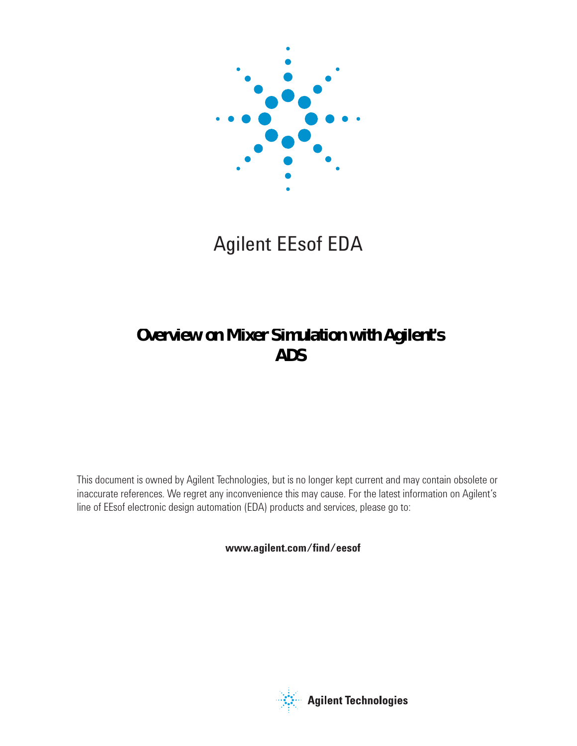Agilent EEsof EDA

# Overview on Mixer Simulation with Agilent's ADS

This document is owned by Agilent Technologies, but is no longer kept current and may contain obsolete or inaccurate references. We regret any inconvenience this may cause. For the latest information on Agilent's line of EEsof electronic design automation (EDA) products and services, please go to:

**www.agilent.com/find/eesof**

Agilent Technologies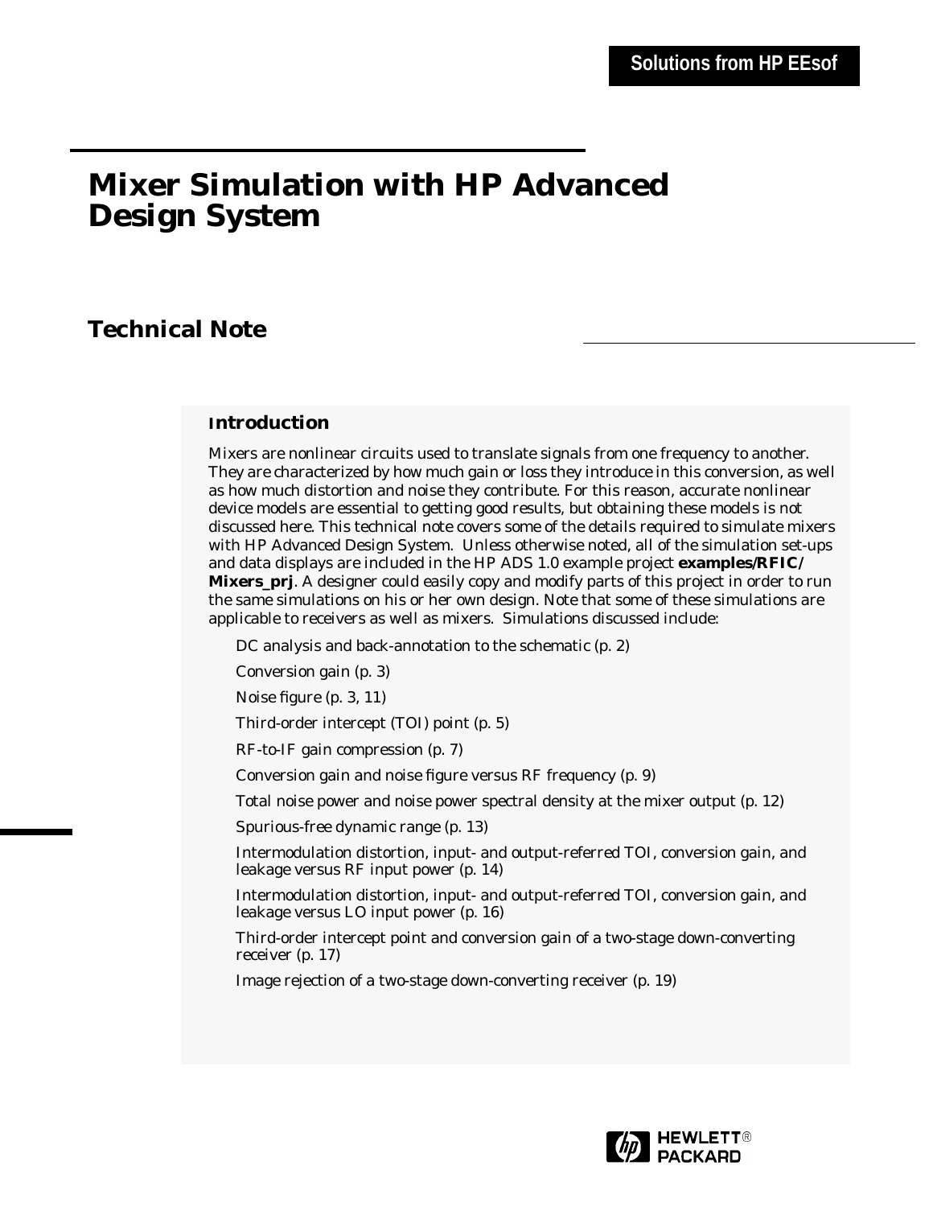Solutions from HP EEsof

# Mixer Simulation with HP Advanced Design System

## Technical Note

### Introduction

Mixers are nonlinear circuits used to translate signals from one frequency to another. They are characterized by how much gain or loss they introduce in this conversion, as well as how much distortion and noise they contribute. For this reason, accurate nonlinear device models are essential to getting good results, but obtaining these models is not discussed here. This technical note covers some of the details required to simulate mixers with HP Advanced Design System. Unless otherwise noted, all of the simulation set-ups and data displays are included in the HP ADS 1.0 example project **examples/RFIC/Mixers_prj**. A designer could easily copy and modify parts of this project in order to run the same simulations on his or her own design. Note that some of these simulations are applicable to receivers as well as mixers. Simulations discussed include:

- DC analysis and back-annotation to the schematic (p. 2)
- Conversion gain (p. 3)
- Noise figure (p. 3, 11)
- Third-order intercept (TOI) point (p. 5)
- RF-to-IF gain compression (p. 7)
- Conversion gain and noise figure versus RF frequency (p. 9)
- Total noise power and noise power spectral density at the mixer output (p. 12)
- Spurious-free dynamic range (p. 13)
- Intermodulation distortion, input- and output-referred TOI, conversion gain, and leakage versus RF input power (p. 14)
- Intermodulation distortion, input- and output-referred TOI, conversion gain, and leakage versus LO input power (p. 16)
- Third-order intercept point and conversion gain of a two-stage down-converting receiver (p. 17)
- Image rejection of a two-stage down-converting receiver (p. 19)

HEWLETT PACKARD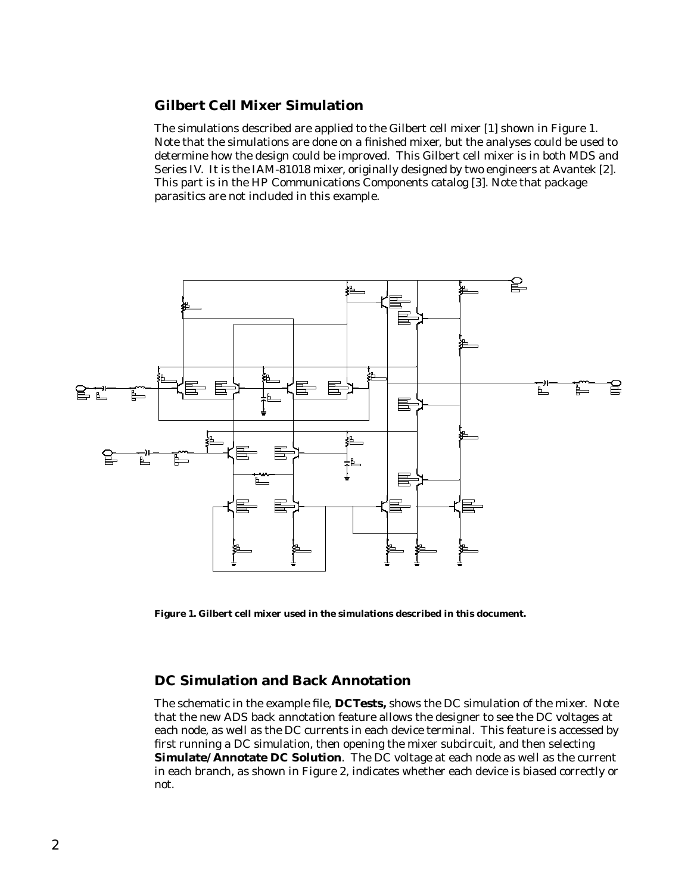## Gilbert Cell Mixer Simulation

The simulations described are applied to the Gilbert cell mixer [1] shown in Figure 1. Note that the simulations are done on a finished mixer, but the analyses could be used to determine how the design could be improved. This Gilbert cell mixer is in both MDS and Series IV. It is the IAM-81018 mixer, originally designed by two engineers at Avantek [2]. This part is in the HP Communications Components catalog [3]. Note that package parasitics are not included in this example.

**Figure 1. Gilbert cell mixer used in the simulations described in this document.**

## DC Simulation and Back Annotation

The schematic in the example file, **DCTests,** shows the DC simulation of the mixer. Note that the new ADS back annotation feature allows the designer to see the DC voltages at each node, as well as the DC currents in each device terminal. This feature is accessed by first running a DC simulation, then opening the mixer subcircuit, and then selecting **Simulate/Annotate DC Solution**. The DC voltage at each node as well as the current in each branch, as shown in Figure 2, indicates whether each device is biased correctly or not.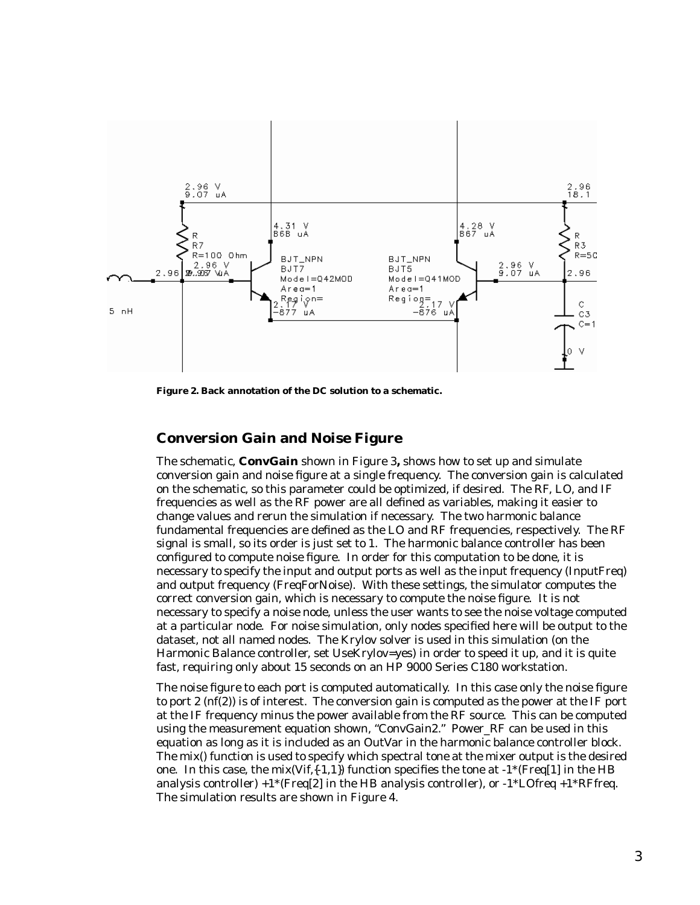Figure 2. Back annotation of the DC solution to a schematic.

## Conversion Gain and Noise Figure

The schematic, **ConvGain** shown in Figure 3**,** shows how to set up and simulate conversion gain and noise figure at a single frequency. The conversion gain is calculated on the schematic, so this parameter could be optimized, if desired. The RF, LO, and IF frequencies as well as the RF power are all defined as variables, making it easier to change values and rerun the simulation if necessary. The two harmonic balance fundamental frequencies are defined as the LO and RF frequencies, respectively. The RF signal is small, so its order is just set to 1. The harmonic balance controller has been configured to compute noise figure. In order for this computation to be done, it is necessary to specify the input and output ports as well as the input frequency (InputFreq) and output frequency (FreqForNoise). With these settings, the simulator computes the correct conversion gain, which is necessary to compute the noise figure. It is not necessary to specify a noise node, unless the user wants to see the noise voltage computed at a particular node. For noise simulation, only nodes specified here will be output to the dataset, not all named nodes. The Krylov solver is used in this simulation (on the Harmonic Balance controller, set UseKrylov=yes) in order to speed it up, and it is quite fast, requiring only about 15 seconds on an HP 9000 Series C180 workstation.

The noise figure to each port is computed automatically. In this case only the noise figure to port 2 (nf(2)) is of interest. The conversion gain is computed as the power at the IF port at the IF frequency minus the power available from the RF source. This can be computed using the measurement equation shown, "ConvGain2." Power_RF can be used in this equation as long as it is included as an OutVar in the harmonic balance controller block. The mix() function is used to specify which spectral tone at the mixer output is the desired one. In this case, the mix(Vif,{-1,1}) function specifies the tone at -1*(Freq[1] in the HB analysis controller) +1*(Freq[2] in the HB analysis controller), or -1*LOfreq +1*RFfreq. The simulation results are shown in Figure 4.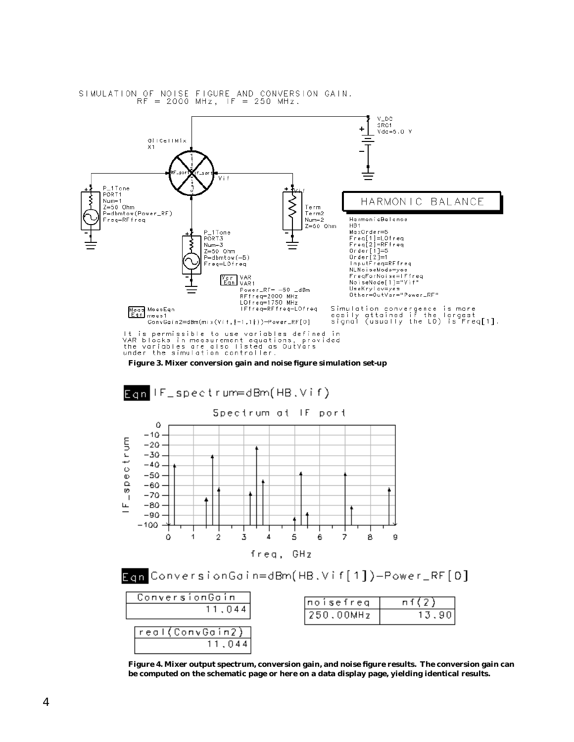SIMULATION OF NOISE FIGURE AND CONVERSION GAIN.
RF = 2000 MHz, IF = 250 MHz.

```
GilCellMix
X1

V_DC
SRC1
Vdc=5.0 V

P_1Tone
PORT1
Num=1
Z=50 Ohm
P=dbmtow(Power_RF)
Freq=RFfreq

Term
Term2
Num=2
Z=50 Ohm

P_1Tone
PORT3
Num=3
Z=50 Ohm
P=dbmtow(-5)
Freq=LOfreq

HARMONIC BALANCE
HarmonicBalance
HB1
MaxOrder=5
Freq[1]=LOfreq
Freq[2]=RFfreq
Order[1]=5
Order[2]=1
InputFreq=RFfreq
NLNoiseMode=yes
FreqForNoise=IFfreq
NoiseNode[1]="Vif"
UseKrylov=yes
Other=OutVar="Power_RF"

VAR
VAR1
Power_RF= -50 _dBm
RFfreq=2000 MHz
LOfreq=1750 MHz
IFfreq=RFfreq-LOfreq

MeasEqn
meas1
ConvGain2=dBm(mix(Vif,{-1,1}))-Power_RF[0]
```

Simulation convergence is more easily attained if the largest signal (usually the LO) is Freq[1].

It is permissible to use variables defined in VAR blocks in measurement equations, provided the variables are also listed as OutVars under the simulation controller.

**Figure 3. Mixer conversion gain and noise figure simulation set-up**

Eqn IF_spectrum=dBm(HB.Vif)

Spectrum at IF port

Eqn ConversionGain=dBm(HB.Vif[1])-Power_RF[0]

| ConversionGain |
|---|
| 11.044 |

| real(ConvGain2) |
|---|
| 11.044 |

| noisefreq | nf(2) |
|---|---|
| 250.00MHz | 13.90 |

**Figure 4. Mixer output spectrum, conversion gain, and noise figure results. The conversion gain can be computed on the schematic page or here on a data display page, yielding identical results.**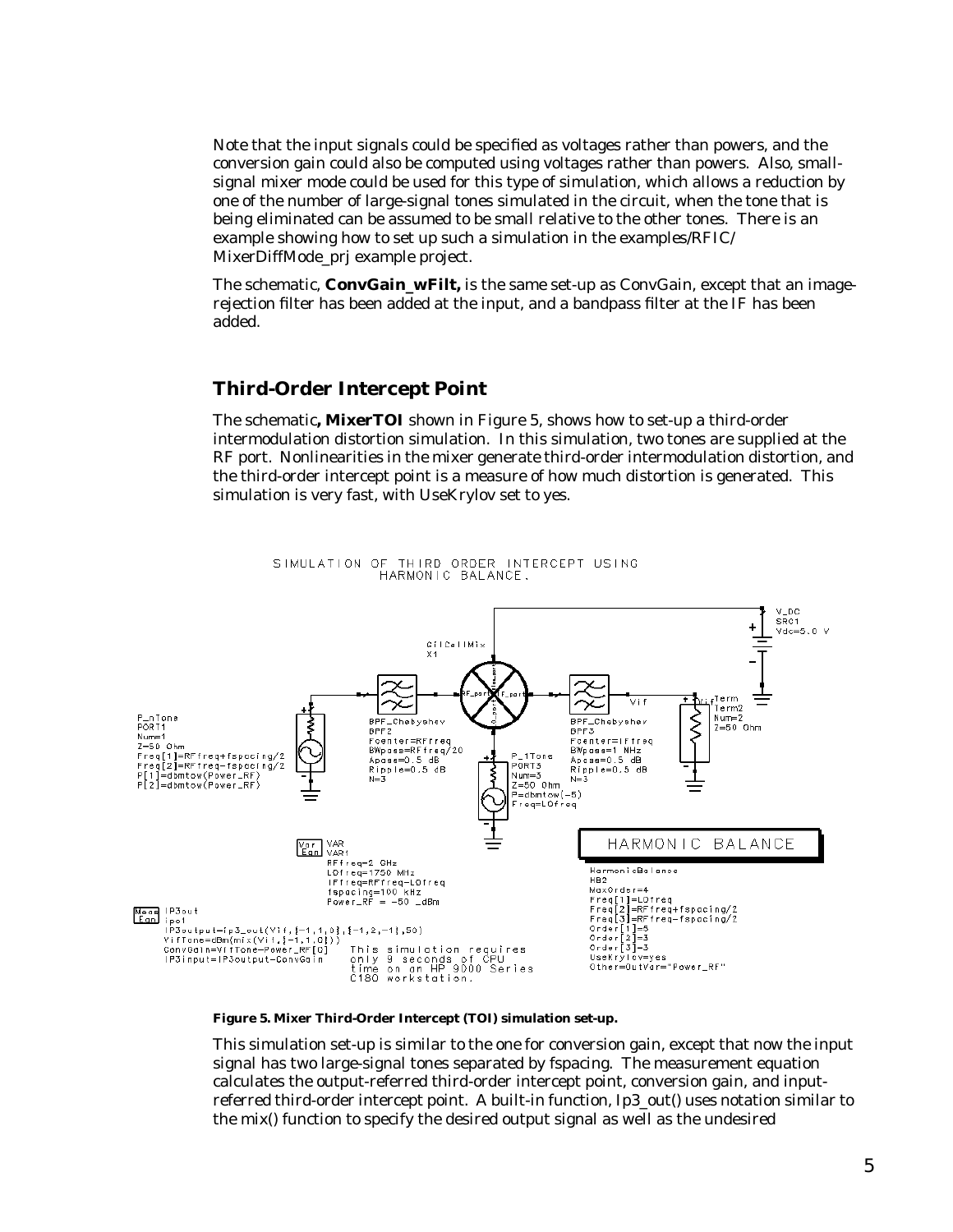Note that the input signals could be specified as voltages rather than powers, and the conversion gain could also be computed using voltages rather than powers. Also, small-signal mixer mode could be used for this type of simulation, which allows a reduction by one of the number of large-signal tones simulated in the circuit, when the tone that is being eliminated can be assumed to be small relative to the other tones. There is an example showing how to set up such a simulation in the examples/RFIC/MixerDiffMode_prj example project.

The schematic, **ConvGain_wFilt,** is the same set-up as ConvGain, except that an image-rejection filter has been added at the input, and a bandpass filter at the IF has been added.

## Third-Order Intercept Point

The schematic**, MixerTOI** shown in Figure 5, shows how to set-up a third-order intermodulation distortion simulation. In this simulation, two tones are supplied at the RF port. Nonlinearities in the mixer generate third-order intermodulation distortion, and the third-order intercept point is a measure of how much distortion is generated. This simulation is very fast, with UseKrylov set to yes.

**Figure 5. Mixer Third-Order Intercept (TOI) simulation set-up.**

This simulation set-up is similar to the one for conversion gain, except that now the input signal has two large-signal tones separated by fspacing. The measurement equation calculates the output-referred third-order intercept point, conversion gain, and input-referred third-order intercept point. A built-in function, Ip3_out() uses notation similar to the mix() function to specify the desired output signal as well as the undesired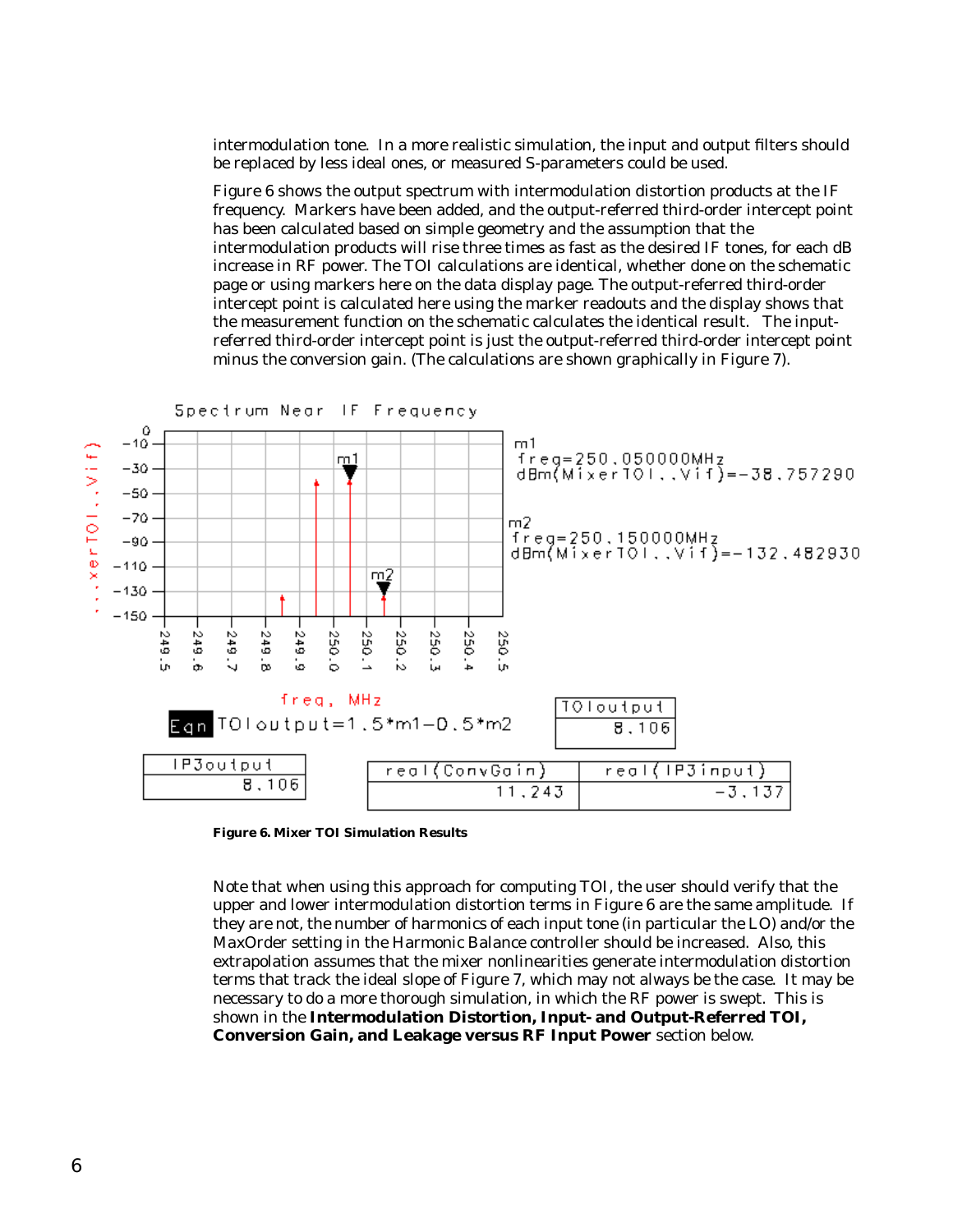intermodulation tone. In a more realistic simulation, the input and output filters should be replaced by less ideal ones, or measured S-parameters could be used.

Figure 6 shows the output spectrum with intermodulation distortion products at the IF frequency. Markers have been added, and the output-referred third-order intercept point has been calculated based on simple geometry and the assumption that the intermodulation products will rise three times as fast as the desired IF tones, for each dB increase in RF power. The TOI calculations are identical, whether done on the schematic page or using markers here on the data display page. The output-referred third-order intercept point is calculated here using the marker readouts and the display shows that the measurement function on the schematic calculates the identical result. The input-referred third-order intercept point is just the output-referred third-order intercept point minus the conversion gain. (The calculations are shown graphically in Figure 7).

Spectrum Near IF Frequency

m1
freq=250.050000MHz
dBm(MixerTOI..Vif)=-38.757290

m2
freq=250.150000MHz
dBm(MixerTOI..Vif)=-132.482930

Eqn TOIoutput=1.5*m1-0.5*m2

| TOIoutput |
| --- |
| 8.106 |

| IP3output |
| --- |
| 8.106 |

| real(ConvGain) | real(IP3input) |
| --- | --- |
| 11.243 | -3.137 |

**Figure 6. Mixer TOI Simulation Results**

Note that when using this approach for computing TOI, the user should verify that the upper and lower intermodulation distortion terms in Figure 6 are the same amplitude. If they are not, the number of harmonics of each input tone (in particular the LO) and/or the MaxOrder setting in the Harmonic Balance controller should be increased. Also, this extrapolation assumes that the mixer nonlinearities generate intermodulation distortion terms that track the ideal slope of Figure 7, which may not always be the case. It may be necessary to do a more thorough simulation, in which the RF power is swept. This is shown in the **Intermodulation Distortion, Input- and Output-Referred TOI, Conversion Gain, and Leakage versus RF Input Power** section below.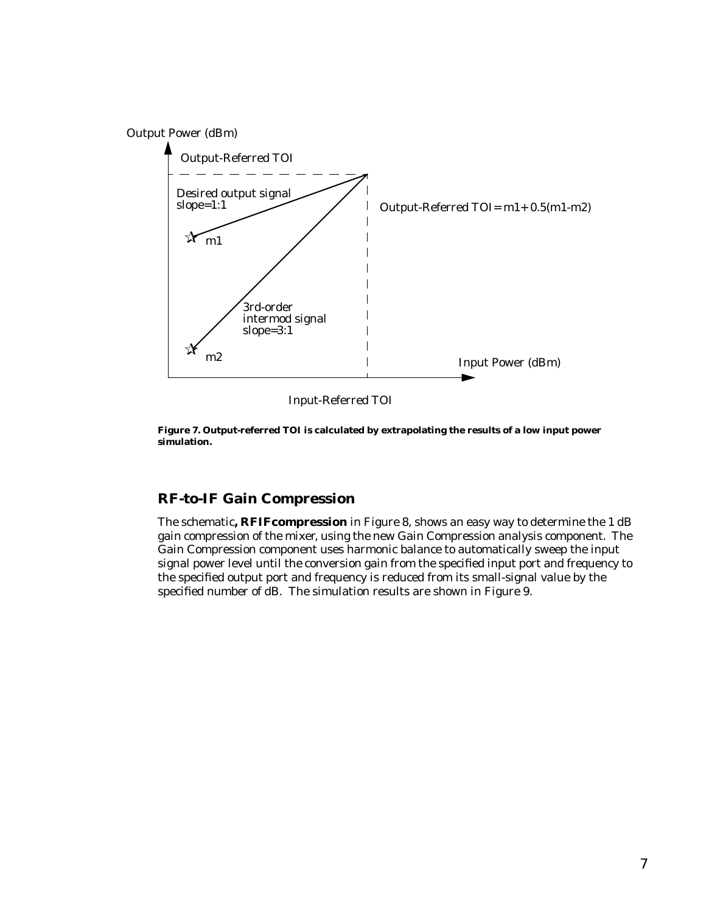Output Power (dBm)

Output-Referred TOI

Desired output signal slope=1:1

Output-Referred TOI = m1+ 0.5(m1-m2)

m1

3rd-order intermod signal slope=3:1

m2

Input Power (dBm)

Input-Referred TOI

**Figure 7. Output-referred TOI is calculated by extrapolating the results of a low input power simulation.**

## RF-to-IF Gain Compression

The schematic**, RFIFcompression** in Figure 8, shows an easy way to determine the 1 dB gain compression of the mixer, using the new Gain Compression analysis component. The Gain Compression component uses harmonic balance to automatically sweep the input signal power level until the conversion gain from the specified input port and frequency to the specified output port and frequency is reduced from its small-signal value by the specified number of dB. The simulation results are shown in Figure 9.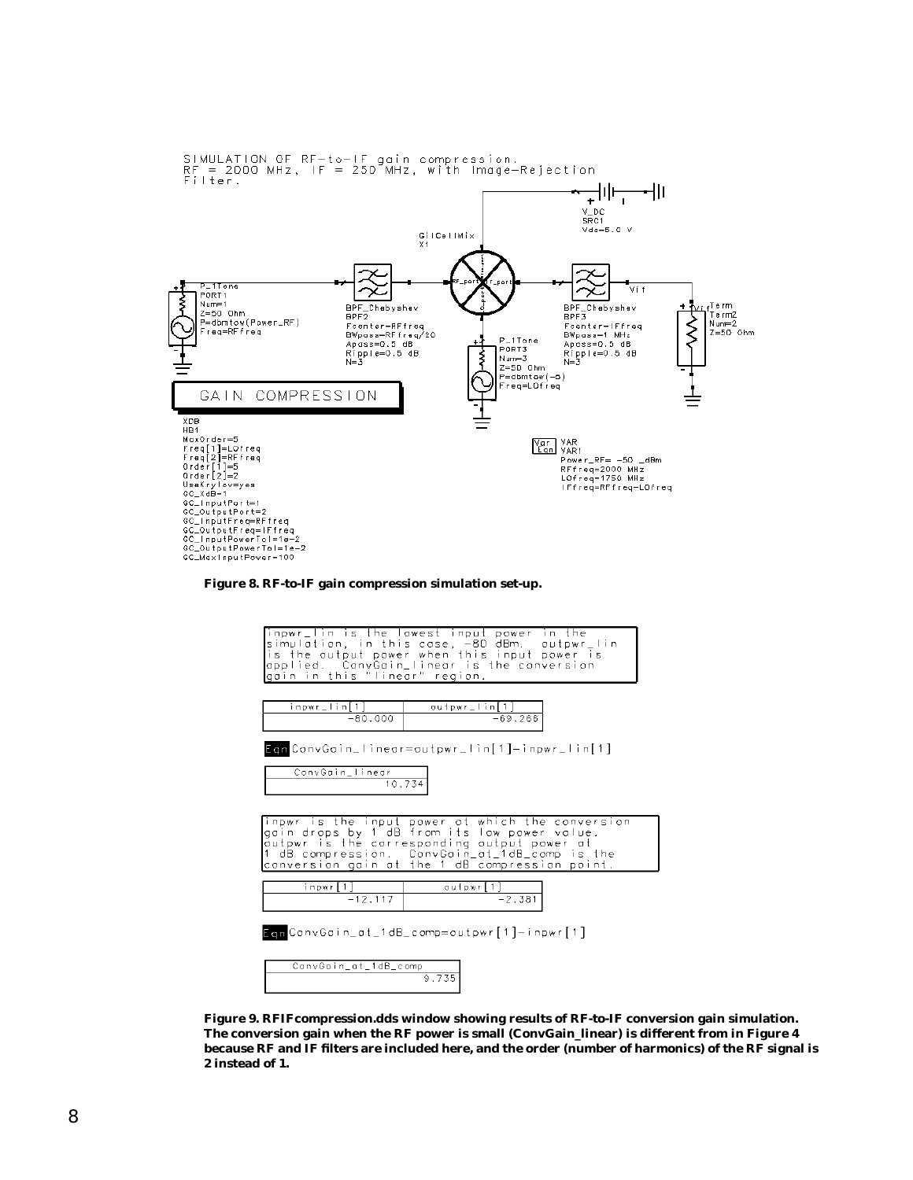SIMULATION OF RF-to-IF gain compression.
RF = 2000 MHz, IF = 250 MHz, with Image-Rejection Filter.

```
V_DC
SRC1
Vdc=5.0 V

GilCellMix
X1

P_1Tone
PORT1
Num=1
Z=50 Ohm
P=dbmtow(Power_RF)
Freq=RFfreq

BPF_Chebyshev
BPF2
Fcenter=RFfreq
BWpass=RFfreq/20
Apass=0.5 dB
Ripple=0.5 dB
N=3

P_1Tone
PORT3
Num=3
Z=50 Ohm
P=dbmtow(-5)
Freq=LOfreq

BPF_Chebyshev
BPF3
Fcenter=IFfreq
BWpass=1 MHz
Apass=0.5 dB
Ripple=0.5 dB
N=3

Vif

Term
Term2
Num=2
Z=50 Ohm

GAIN COMPRESSION

XDB
HB1
MaxOrder=5
Freq[1]=LOfreq
Freq[2]=RFfreq
Order[1]=5
Order[2]=2
UseKrylov=yes
GC_XdB=1
GC_InputPort=1
GC_OutputPort=2
GC_InputFreq=RFfreq
GC_OutputFreq=IFfreq
GC_InputPowerTol=1e-2
GC_OutputPowerTol=1e-2
GC_MaxInputPower=100

VAR
VAR1
Power_RF= -50 _dBm
RFfreq=2000 MHz
LOfreq=1750 MHz
IFfreq=RFfreq-LOfreq
```

**Figure 8. RF-to-IF gain compression simulation set-up.**

inpwr_lin is the lowest input power in the simulation, in this case, -80 dBm. outpwr_lin is the output power when this input power is applied. ConvGain_linear is the conversion gain in this "linear" region.

| inpwr_lin[1] | outpwr_lin[1] |
|---|---|
| -80.000 | -69.266 |

Eqn ConvGain_linear=outpwr_lin[1]-inpwr_lin[1]

| ConvGain_linear |
|---|
| 10.734 |

inpwr is the input power at which the conversion gain drops by 1 dB from its low power value. outpwr is the corresponding output power at 1 dB compression. ConvGain_at_1dB_comp is the conversion gain at the 1 dB compression point.

| inpwr[1] | outpwr[1] |
|---|---|
| -12.117 | -2.381 |

Eqn ConvGain_at_1dB_comp=outpwr[1]-inpwr[1]

| ConvGain_at_1dB_comp |
|---|
| 9.735 |

**Figure 9. RFIFcompression.dds window showing results of RF-to-IF conversion gain simulation. The conversion gain when the RF power is small (ConvGain_linear) is different from in Figure 4 because RF and IF filters are included here, and the order (number of harmonics) of the RF signal is 2 instead of 1.**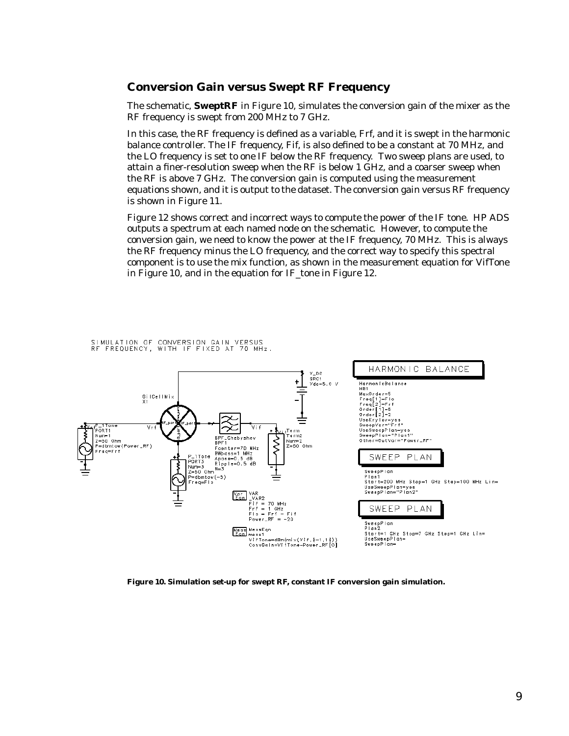## Conversion Gain versus Swept RF Frequency

The schematic, **SweptRF** in Figure 10, simulates the conversion gain of the mixer as the RF frequency is swept from 200 MHz to 7 GHz.

In this case, the RF frequency is defined as a variable, Frf, and it is swept in the harmonic balance controller. The IF frequency, Fif, is also defined to be a constant at 70 MHz, and the LO frequency is set to one IF below the RF frequency. Two sweep plans are used, to attain a finer-resolution sweep when the RF is below 1 GHz, and a coarser sweep when the RF is above 7 GHz. The conversion gain is computed using the measurement equations shown, and it is output to the dataset. The conversion gain versus RF frequency is shown in Figure 11.

Figure 12 shows correct and incorrect ways to compute the power of the IF tone. HP ADS outputs a spectrum at each named node on the schematic. However, to compute the conversion gain, we need to know the power at the IF frequency, 70 MHz. This is always the RF frequency minus the LO frequency, and the correct way to specify this spectral component is to use the mix function, as shown in the measurement equation for VifTone in Figure 10, and in the equation for IF_tone in Figure 12.

SIMULATION OF CONVERSION GAIN VERSUS
RF FREQUENCY, WITH IF FIXED AT 70 MHz.

```
V_DC
SRC1
Vdc=5.0 V

GilCellMix
X1

P_1Tone
PORT1
Num=1
Z=50 Ohm
P=dbmtow(Power_RF)
Freq=Frf

BPF_Chebyshev
BPF1
Fcenter=70 MHz
BWpass=1 MHz
Apass=0.5 dB
Ripple=0.5 dB
N=3

Term
Term2
Num=2
Z=50 Ohm

P_1Tone
PORT3
Num=3
Z=50 Ohm
P=dbmtow(-5)
Freq=Flo

VAR
_VAR2
Fif = 70 MHz
Frf = 1 GHz
Flo = Frf - Fif
Power_RF = -20

MeasEqn
meas1
VifTone=dBm(mix(Vif,{-1,1}))
ConvGain=VifTone-Power_RF[0]

HARMONIC BALANCE
HarmonicBalance
HB1
MaxOrder=5
Freq[1]=Flo
Freq[2]=Frf
Order[1]=5
Order[2]=2
UseKrylov=yes
SweepVar="Frf"
UseSweepPlan=yes
SweepPlan="Plan1"
Other=OutVar="Power_RF"

SWEEP PLAN
SweepPlan
Plan1
Start=200 MHz Stop=1 GHz Step=100 MHz Lin=
UseSweepPlan=yes
SweepPlan="Plan2"

SWEEP PLAN
SweepPlan
Plan2
Start=1 GHz Stop=7 GHz Step=1 GHz Lin=
UseSweepPlan=
SweepPlan=
```

**Figure 10. Simulation set-up for swept RF, constant IF conversion gain simulation.**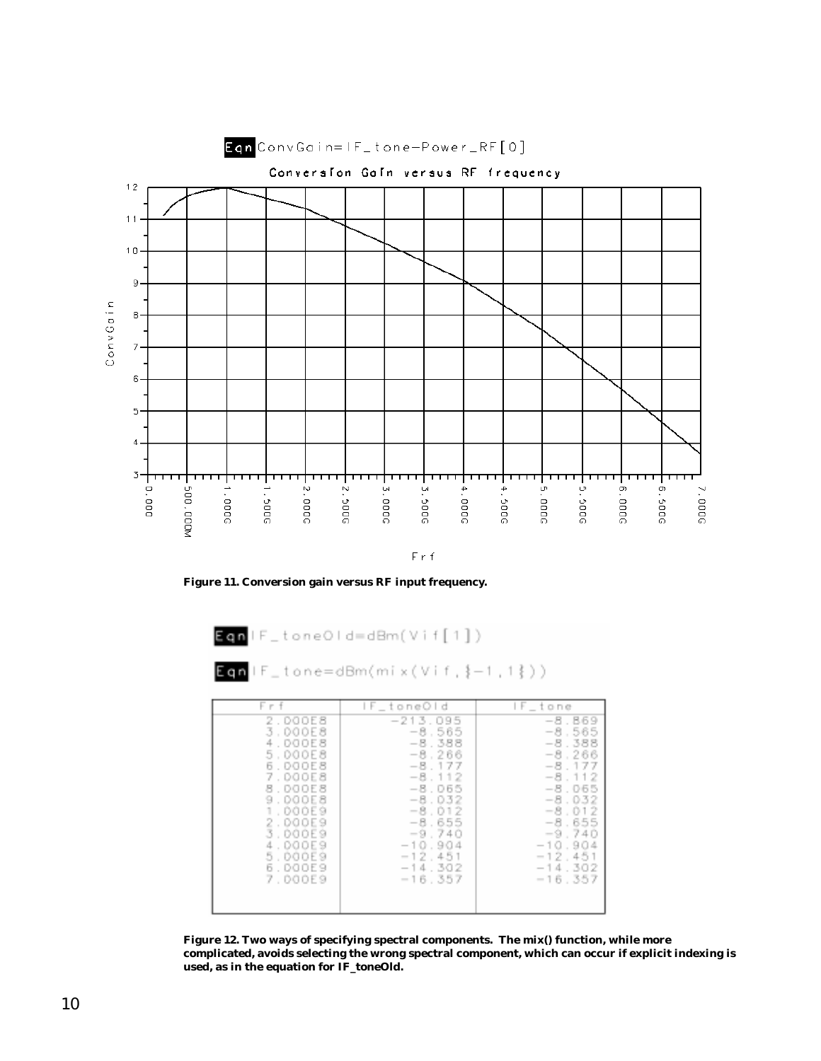Eqn ConvGain=IF_tone-Power_RF[0]

Figure 11. Conversion gain versus RF input frequency.

Eqn IF_toneOld=dBm(Vif[1])

Eqn IF_tone=dBm(mix(Vif,{-1,1}))

| Frf | IF_toneOld | IF_tone |
|---|---|---|
| 2.000E8 | -213.095 | -8.869 |
| 3.000E8 | -8.565 | -8.565 |
| 4.000E8 | -8.388 | -8.388 |
| 5.000E8 | -8.266 | -8.266 |
| 6.000E8 | -8.177 | -8.177 |
| 7.000E8 | -8.112 | -8.112 |
| 8.000E8 | -8.065 | -8.065 |
| 9.000E8 | -8.032 | -8.032 |
| 1.000E9 | -8.012 | -8.012 |
| 2.000E9 | -8.655 | -8.655 |
| 3.000E9 | -9.740 | -9.740 |
| 4.000E9 | -10.904 | -10.904 |
| 5.000E9 | -12.451 | -12.451 |
| 6.000E9 | -14.302 | -14.302 |
| 7.000E9 | -16.357 | -16.357 |

**Figure 12. Two ways of specifying spectral components. The mix() function, while more complicated, avoids selecting the wrong spectral component, which can occur if explicit indexing is used, as in the equation for IF_toneOld.**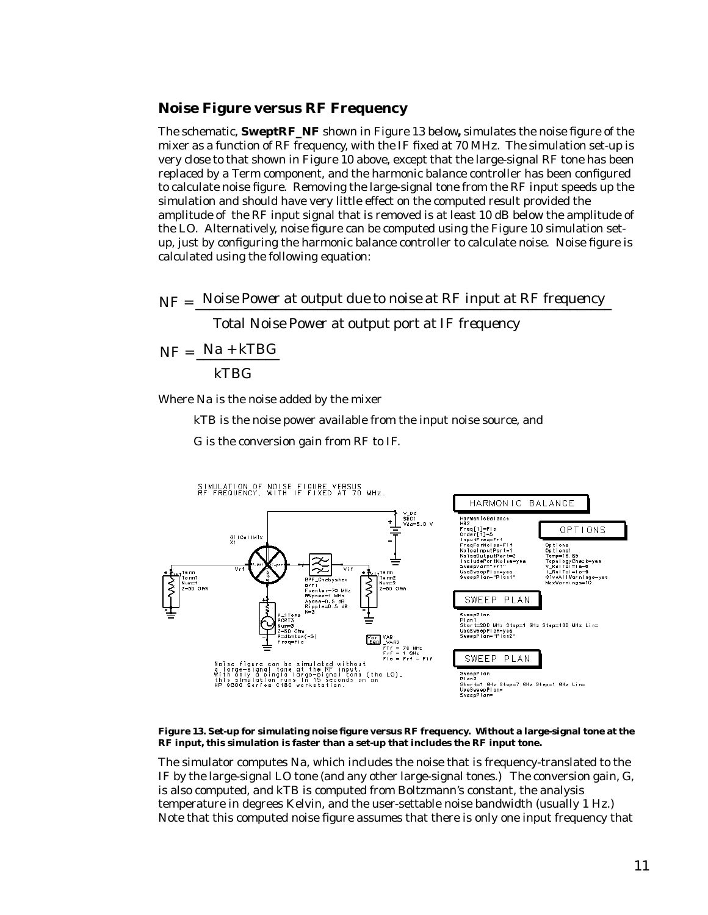### Noise Figure versus RF Frequency

The schematic, **SweptRF_NF** shown in Figure 13 below**,** simulates the noise figure of the mixer as a function of RF frequency, with the IF fixed at 70 MHz. The simulation set-up is very close to that shown in Figure 10 above, except that the large-signal RF tone has been replaced by a Term component, and the harmonic balance controller has been configured to calculate noise figure. Removing the large-signal tone from the RF input speeds up the simulation and should have very little effect on the computed result provided the amplitude of the RF input signal that is removed is at least 10 dB below the amplitude of the LO. Alternatively, noise figure can be computed using the Figure 10 simulation set-up, just by configuring the harmonic balance controller to calculate noise. Noise figure is calculated using the following equation:

$$NF = \frac{\text{Noise Power at output due to noise at RF input at RF frequency}}{\text{Total Noise Power at output port at IF frequency}}$$

$$NF = \frac{Na + kTBG}{kTBG}$$

Where Na is the noise added by the mixer

kTB is the noise power available from the input noise source, and

G is the conversion gain from RF to IF.

**Figure 13. Set-up for simulating noise figure versus RF frequency. Without a large-signal tone at the RF input, this simulation is faster than a set-up that includes the RF input tone.**

The simulator computes Na, which includes the noise that is frequency-translated to the IF by the large-signal LO tone (and any other large-signal tones.) The conversion gain, G, is also computed, and kTB is computed from Boltzmann's constant, the analysis temperature in degrees Kelvin, and the user-settable noise bandwidth (usually 1 Hz.) Note that this computed noise figure assumes that there is only one input frequency that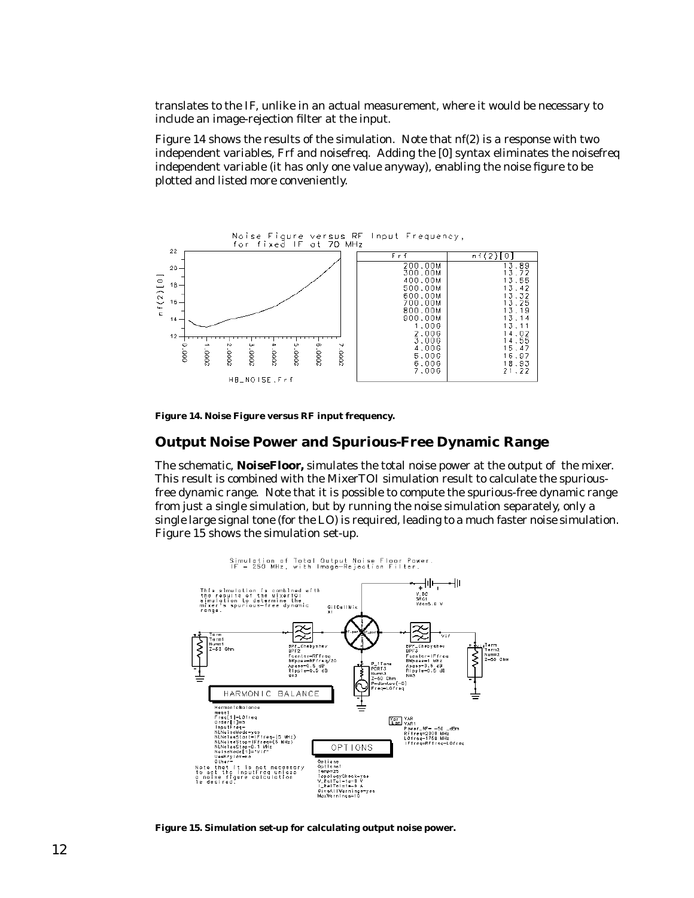translates to the IF, unlike in an actual measurement, where it would be necessary to include an image-rejection filter at the input.

Figure 14 shows the results of the simulation. Note that nf(2) is a response with two independent variables, Frf and noisefreq. Adding the [0] syntax eliminates the noisefreq independent variable (it has only one value anyway), enabling the noise figure to be plotted and listed more conveniently.

Noise Figure versus RF Input Frequency, for fixed IF at 70 MHz

| Frf | nf(2)[0] |
|---|---|
| 200.00M | 13.89 |
| 300.00M | 13.72 |
| 400.00M | 13.55 |
| 500.00M | 13.42 |
| 600.00M | 13.32 |
| 700.00M | 13.25 |
| 800.00M | 13.19 |
| 900.00M | 13.14 |
| 1.00G | 13.11 |
| 2.00G | 14.02 |
| 3.00G | 14.55 |
| 4.00G | 15.47 |
| 5.00G | 16.87 |
| 6.00G | 18.93 |
| 7.00G | 21.22 |

**Figure 14. Noise Figure versus RF input frequency.**

## Output Noise Power and Spurious-Free Dynamic Range

The schematic, **NoiseFloor,** simulates the total noise power at the output of the mixer. This result is combined with the MixerTOI simulation result to calculate the spurious-free dynamic range. Note that it is possible to compute the spurious-free dynamic range from just a single simulation, but by running the noise simulation separately, only a single large signal tone (for the LO) is required, leading to a much faster noise simulation. Figure 15 shows the simulation set-up.

**Figure 15. Simulation set-up for calculating output noise power.**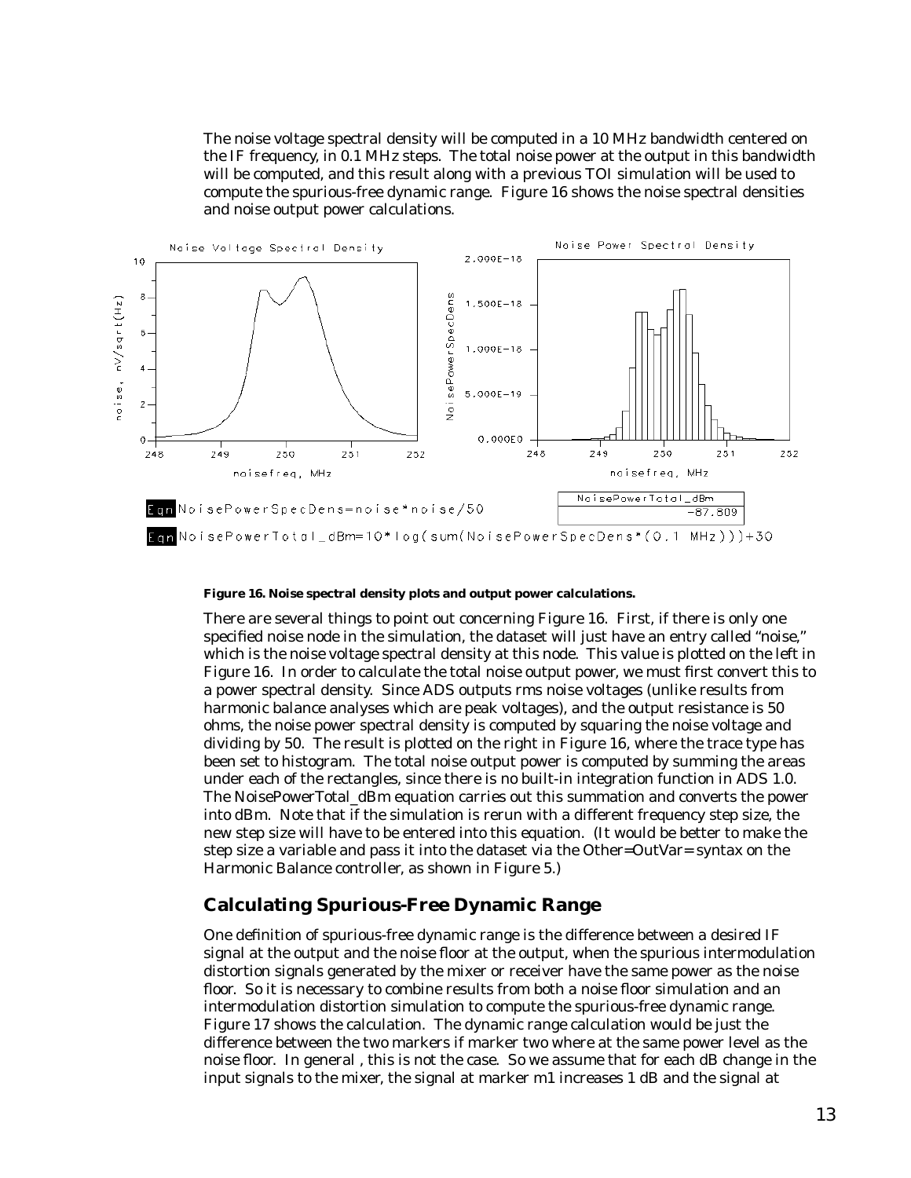The noise voltage spectral density will be computed in a 10 MHz bandwidth centered on the IF frequency, in 0.1 MHz steps. The total noise power at the output in this bandwidth will be computed, and this result along with a previous TOI simulation will be used to compute the spurious-free dynamic range. Figure 16 shows the noise spectral densities and noise output power calculations.

Eqn NoisePowerSpecDens=noise*noise/50

Eqn NoisePowerTotal_dBm=10*log(sum(NoisePowerSpecDens*(0.1 MHz)))+30

| NoisePowerTotal_dBm |
| --- |
| -87.809 |

**Figure 16. Noise spectral density plots and output power calculations.**

There are several things to point out concerning Figure 16. First, if there is only one specified noise node in the simulation, the dataset will just have an entry called "noise," which is the noise voltage spectral density at this node. This value is plotted on the left in Figure 16. In order to calculate the total noise output power, we must first convert this to a power spectral density. Since ADS outputs rms noise voltages (unlike results from harmonic balance analyses which are peak voltages), and the output resistance is 50 ohms, the noise power spectral density is computed by squaring the noise voltage and dividing by 50. The result is plotted on the right in Figure 16, where the trace type has been set to histogram. The total noise output power is computed by summing the areas under each of the rectangles, since there is no built-in integration function in ADS 1.0. The NoisePowerTotal_dBm equation carries out this summation and converts the power into dBm. Note that if the simulation is rerun with a different frequency step size, the new step size will have to be entered into this equation. (It would be better to make the step size a variable and pass it into the dataset via the Other=OutVar= syntax on the Harmonic Balance controller, as shown in Figure 5.)

## Calculating Spurious-Free Dynamic Range

One definition of spurious-free dynamic range is the difference between a desired IF signal at the output and the noise floor at the output, when the spurious intermodulation distortion signals generated by the mixer or receiver have the same power as the noise floor. So it is necessary to combine results from both a noise floor simulation and an intermodulation distortion simulation to compute the spurious-free dynamic range. Figure 17 shows the calculation. The dynamic range calculation would be just the difference between the two markers if marker two where at the same power level as the noise floor. In general , this is not the case. So we assume that for each dB change in the input signals to the mixer, the signal at marker m1 increases 1 dB and the signal at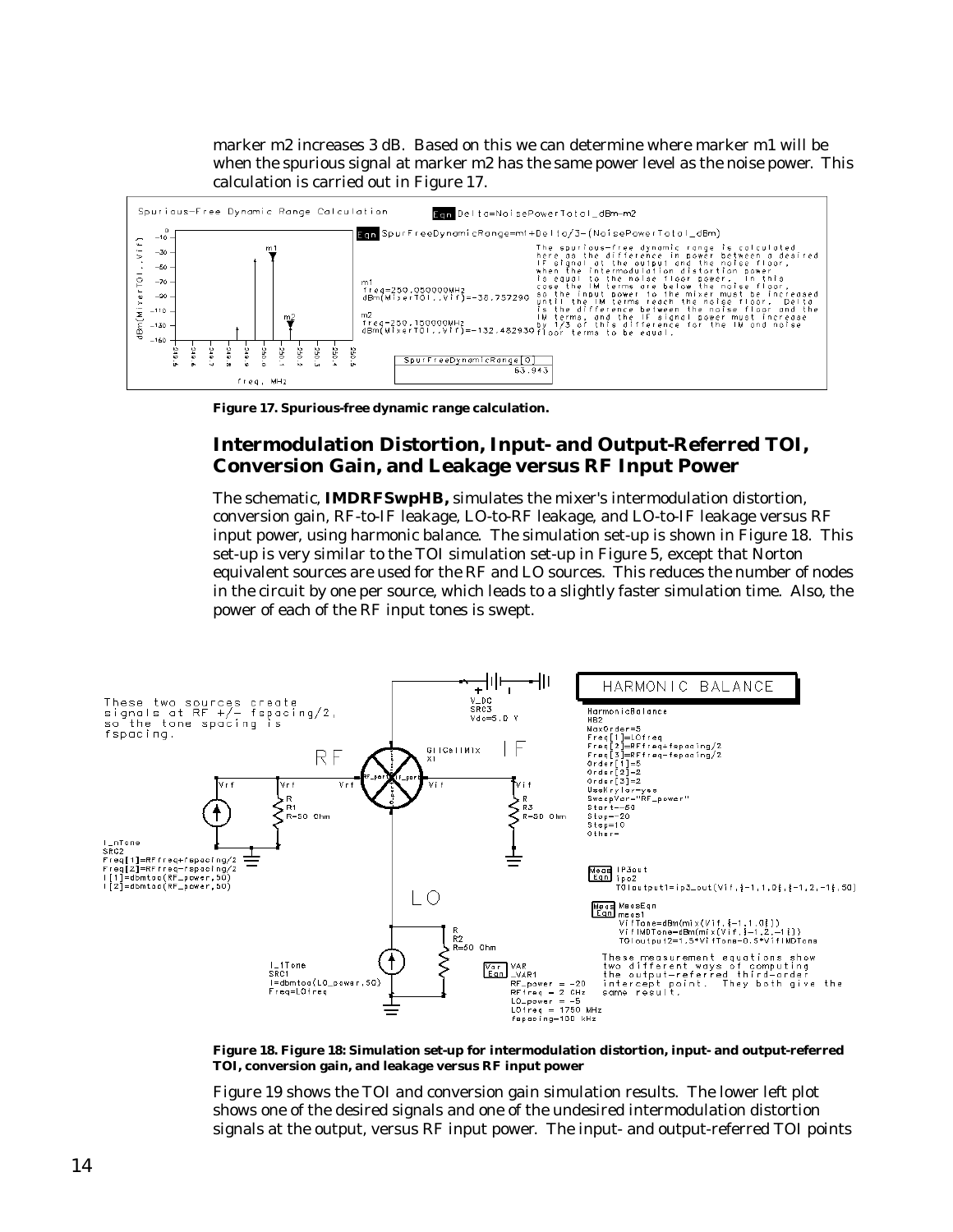marker m2 increases 3 dB. Based on this we can determine where marker m1 will be when the spurious signal at marker m2 has the same power level as the noise power. This calculation is carried out in Figure 17.

**Figure 17. Spurious-free dynamic range calculation.**

## Intermodulation Distortion, Input- and Output-Referred TOI, Conversion Gain, and Leakage versus RF Input Power

The schematic, **IMDRFSwpHB,** simulates the mixer's intermodulation distortion, conversion gain, RF-to-IF leakage, LO-to-RF leakage, and LO-to-IF leakage versus RF input power, using harmonic balance. The simulation set-up is shown in Figure 18. This set-up is very similar to the TOI simulation set-up in Figure 5, except that Norton equivalent sources are used for the RF and LO sources. This reduces the number of nodes in the circuit by one per source, which leads to a slightly faster simulation time. Also, the power of each of the RF input tones is swept.

**Figure 18. Figure 18: Simulation set-up for intermodulation distortion, input- and output-referred TOI, conversion gain, and leakage versus RF input power**

Figure 19 shows the TOI and conversion gain simulation results. The lower left plot shows one of the desired signals and one of the undesired intermodulation distortion signals at the output, versus RF input power. The input- and output-referred TOI points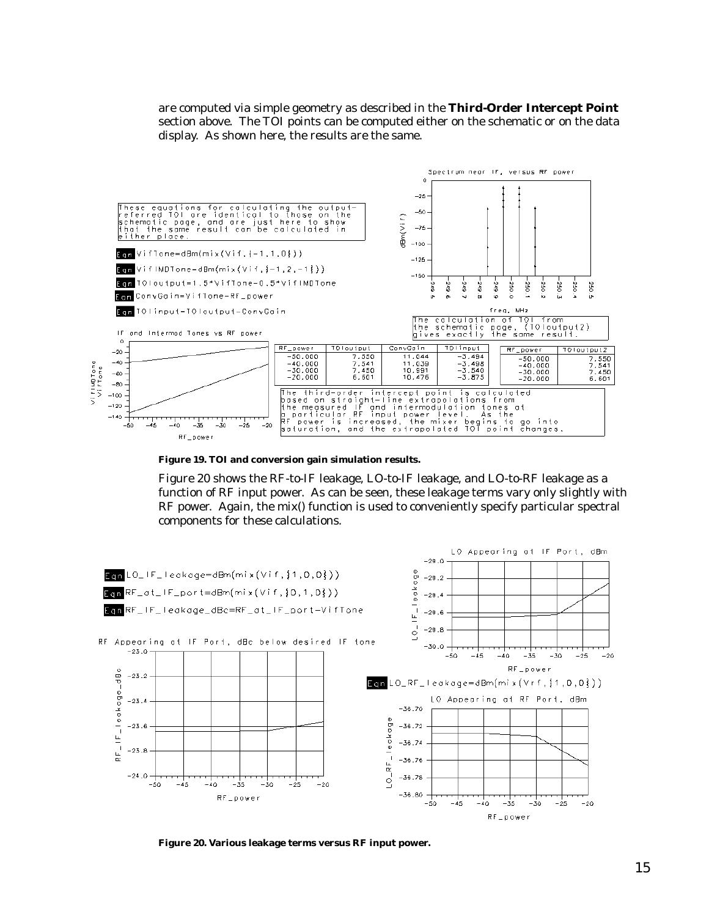are computed via simple geometry as described in the **Third-Order Intercept Point** section above. The TOI points can be computed either on the schematic or on the data display. As shown here, the results are the same.

These equations for calculating the output-referred TOI are identical to those on the schematic page, and are just here to show that the same result can be calculated in either place.

```
Eqn VifTone=dBm(mix(Vif,{-1,1,0}))
Eqn VifIMDTone=dBm(mix(Vif,{-1,2,-1}))
Eqn TOIoutput=1.5*VifTone-0.5*VifIMDTone
Eqn ConvGain=VifTone-RF_power
Eqn TOIinput=TOIoutput-ConvGain
```

| RF_power | TOIoutput | ConvGain | TOIinput |
|---|---|---|---|
| -50.000 | 7.550 | 11.044 | -3.494 |
| -40.000 | 7.541 | 11.039 | -3.498 |
| -30.000 | 7.450 | 10.991 | -3.540 |
| -20.000 | 6.601 | 10.476 | -3.875 |

The calculation of TOI from the schematic page, (TOIoutput2) gives exactly the same result.

| RF_power | TOIoutput2 |
|---|---|
| -50.000 | 7.550 |
| -40.000 | 7.541 |
| -30.000 | 7.450 |
| -20.000 | 6.601 |

The third-order intercept point is calculated based on straight-line extrapolations from the measured IF and intermodulation tones at a particular RF input power level. As the RF power is increased, the mixer begins to go into saturation, and the extrapolated TOI point changes.

**Figure 19. TOI and conversion gain simulation results.**

Figure 20 shows the RF-to-IF leakage, LO-to-IF leakage, and LO-to-RF leakage as a function of RF input power. As can be seen, these leakage terms vary only slightly with RF power. Again, the mix() function is used to conveniently specify particular spectral components for these calculations.

```
Eqn LO_IF_leakage=dBm(mix(Vif,{1,0,0}))
Eqn RF_at_IF_port=dBm(mix(Vif,{0,1,0}))
Eqn RF_IF_leakage_dBc=RF_at_IF_port-VifTone
Eqn LO_RF_leakage=dBm(mix(Vrf,{1,0,0}))
```

**Figure 20. Various leakage terms versus RF input power.**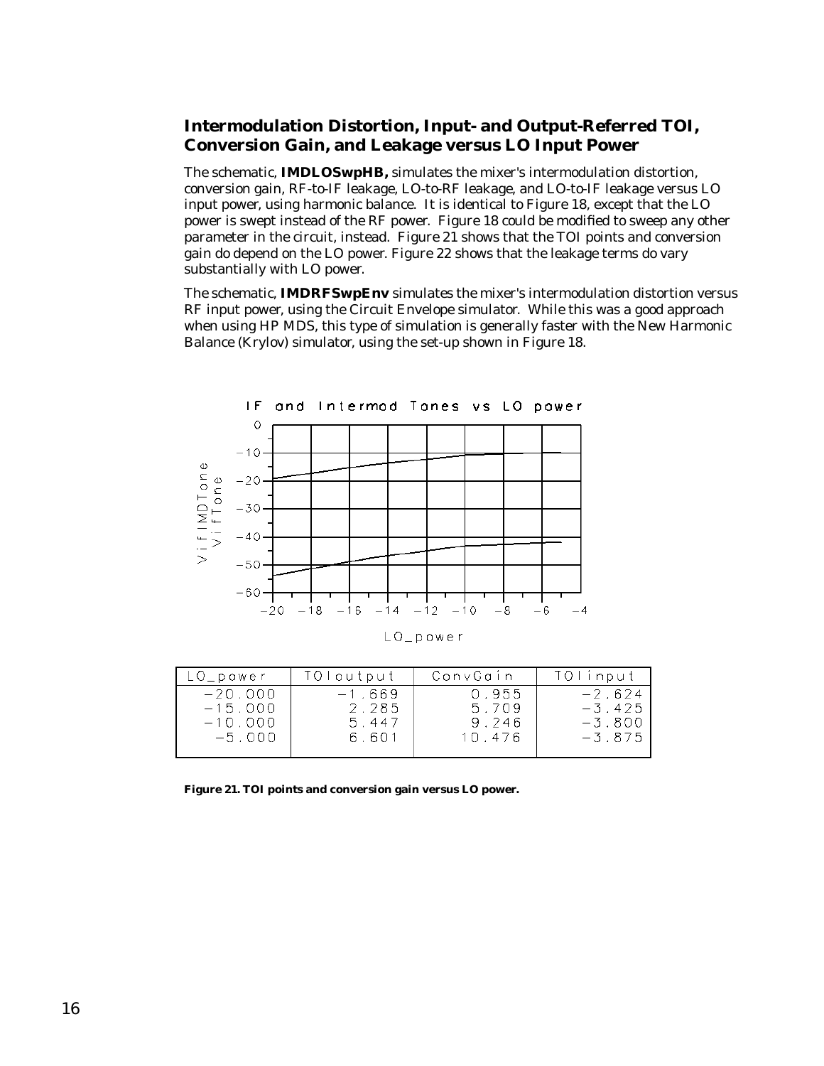## Intermodulation Distortion, Input- and Output-Referred TOI, Conversion Gain, and Leakage versus LO Input Power

The schematic, **IMDLOSwpHB,** simulates the mixer's intermodulation distortion, conversion gain, RF-to-IF leakage, LO-to-RF leakage, and LO-to-IF leakage versus LO input power, using harmonic balance. It is identical to Figure 18, except that the LO power is swept instead of the RF power. Figure 18 could be modified to sweep any other parameter in the circuit, instead. Figure 21 shows that the TOI points and conversion gain do depend on the LO power. Figure 22 shows that the leakage terms do vary substantially with LO power.

The schematic, **IMDRFSwpEnv** simulates the mixer's intermodulation distortion versus RF input power, using the Circuit Envelope simulator. While this was a good approach when using HP MDS, this type of simulation is generally faster with the New Harmonic Balance (Krylov) simulator, using the set-up shown in Figure 18.

| LO_power | TOIoutput | ConvGain | TOIinput |
|---|---|---|---|
| -20.000 | -1.669 | 0.955 | -2.624 |
| -15.000 | 2.285 | 5.709 | -3.425 |
| -10.000 | 5.447 | 9.246 | -3.800 |
| -5.000 | 6.601 | 10.476 | -3.875 |

**Figure 21. TOI points and conversion gain versus LO power.**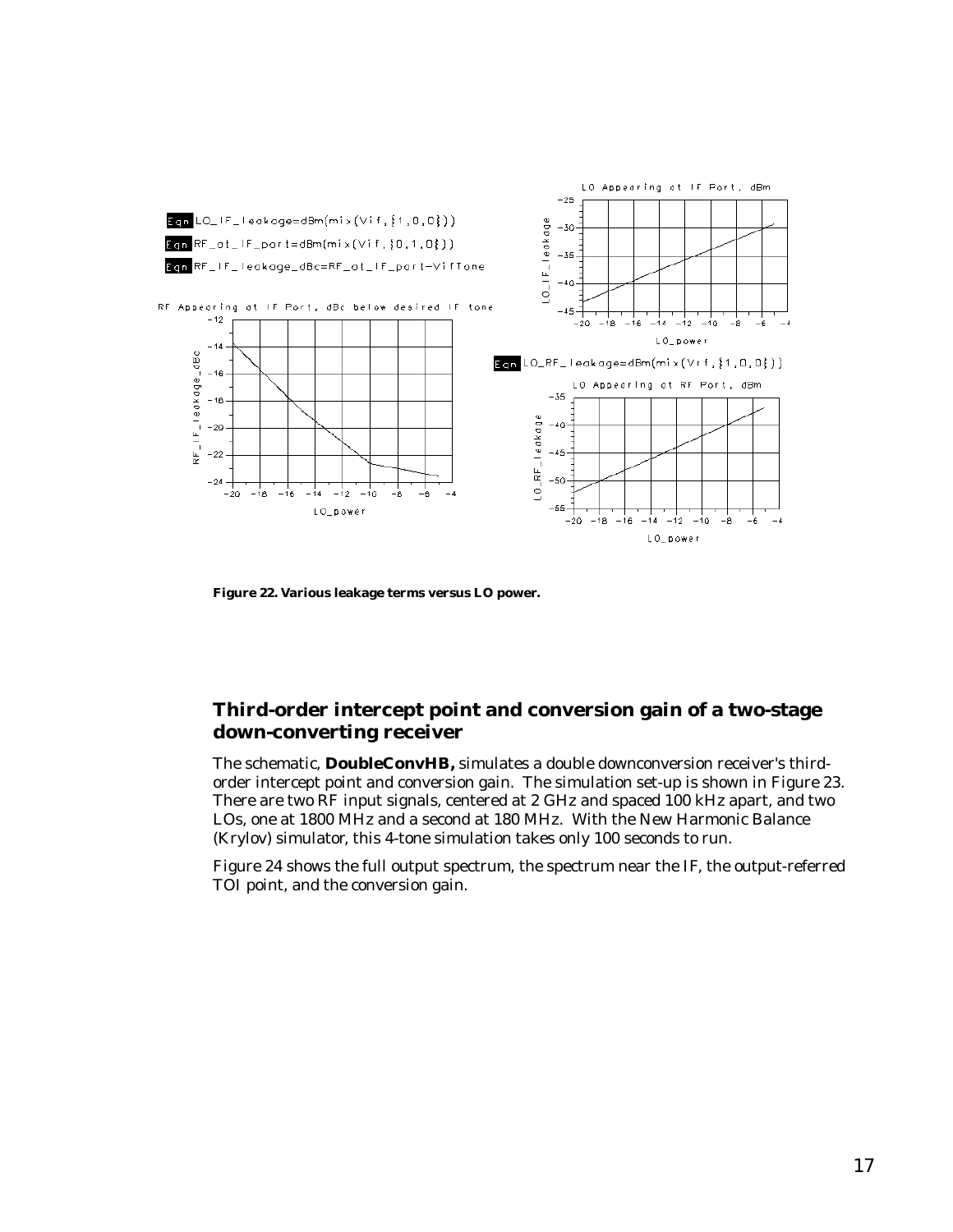Eqn LO_IF_leakage=dBm(mix(Vif,{1,0,0}))

Eqn RF_at_IF_port=dBm(mix(Vif,{0,1,0}))

Eqn RF_IF_leakage_dBc=RF_at_IF_port-VifTone

Eqn LO_RF_leakage=dBm(mix(Vrf,{1,0,0}))

**Figure 22. Various leakage terms versus LO power.**

## Third-order intercept point and conversion gain of a two-stage down-converting receiver

The schematic, **DoubleConvHB,** simulates a double downconversion receiver's third-order intercept point and conversion gain. The simulation set-up is shown in Figure 23. There are two RF input signals, centered at 2 GHz and spaced 100 kHz apart, and two LOs, one at 1800 MHz and a second at 180 MHz. With the New Harmonic Balance (Krylov) simulator, this 4-tone simulation takes only 100 seconds to run.

Figure 24 shows the full output spectrum, the spectrum near the IF, the output-referred TOI point, and the conversion gain.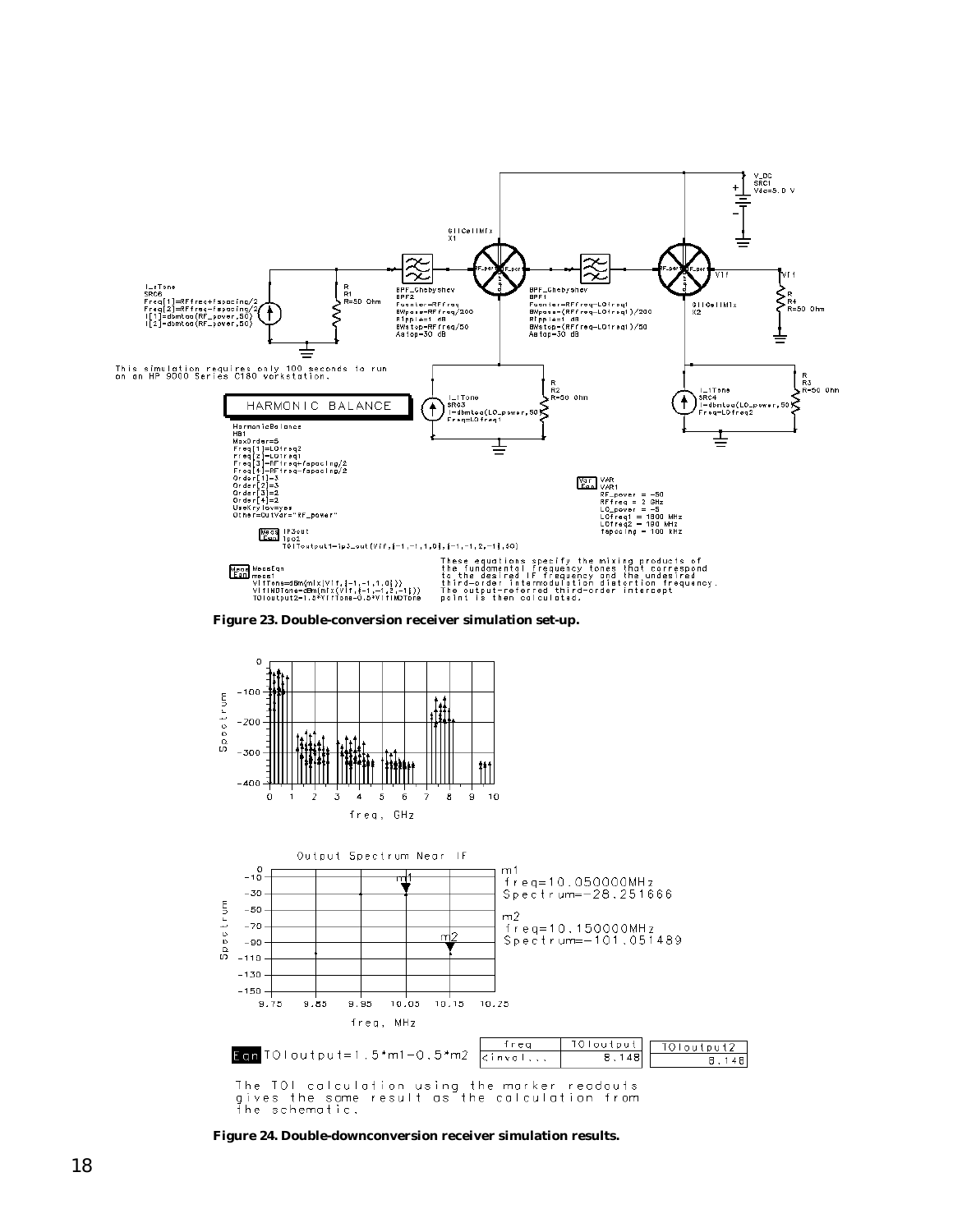This simulation requires only 100 seconds to run on an HP 9000 Series C180 workstation.

```
HARMONIC BALANCE
HarmonicBalance
HB1
MaxOrder=5
Freq[1]=LOfreq2
Freq[2]=LOfreq1
Freq[3]=RFfreq+fspacing/2
Freq[4]=RFfreq-fspacing/2
Order[1]=3
Order[2]=3
Order[3]=2
Order[4]=2
UseKrylov=yes
Other=OutVar="RF_power"
```

```
VAR
VAR1
RF_power = -50
RFfreq = 2 GHz
LO_power = -5
LOfreq1 = 1800 MHz
LOfreq2 = 190 MHz
fspacing = 100 kHz
```

```
IP3out
ipo2
TOIoutput1=ip3_out(Vif,{-1,-1,1,0},{-1,-1,2,-1},50)
```

```
MeasEqn
meas1
VifTone=dBm(mix(Vif,{-1,-1,1,0}))
VifIMDTone=dBm(mix(Vif,{-1,-1,2,-1}))
TOIoutput2=1.5*VifTone-0.5*VifIMDTone
```

These equations specify the mixing products of the fundamental frequency tones that correspond to the desired IF frequency and the undesired third-order intermodulation distortion frequency. The output-referred third-order intercept point is then calculated.

**Figure 23. Double-conversion receiver simulation set-up.**

Output Spectrum Near IF

m1
freq=10.050000MHz
Spectrum=-28.251666

m2
freq=10.150000MHz
Spectrum=-101.051489

Eqn TOIoutput=1.5*m1-0.5*m2

| freq | TOIoutput | TOIoutput2 |
| --- | --- | --- |
| <inval... | 8.148 | 8.148 |

The TOI calculation using the marker readouts gives the same result as the calculation from the schematic.

**Figure 24. Double-downconversion receiver simulation results.**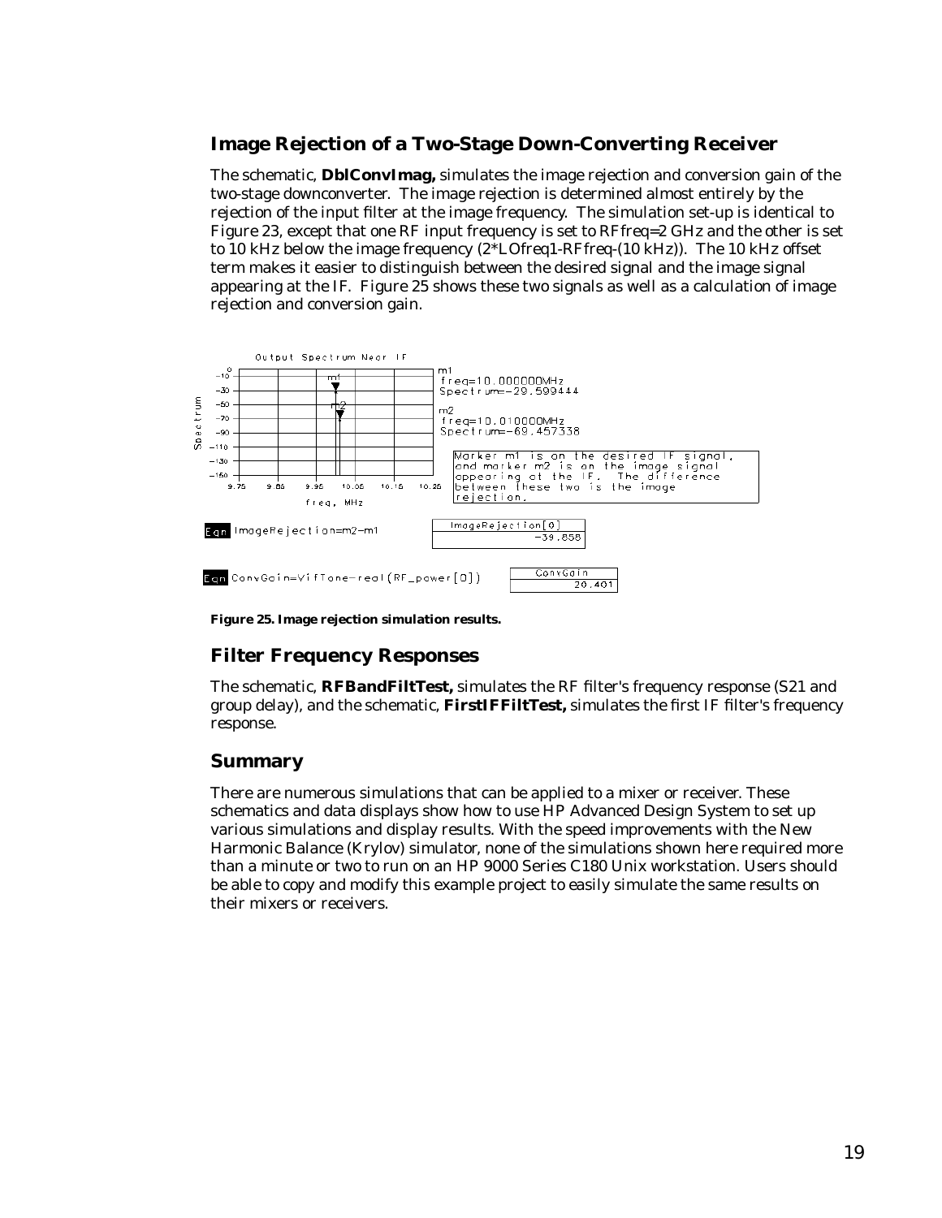## Image Rejection of a Two-Stage Down-Converting Receiver

The schematic, **DblConvImag,** simulates the image rejection and conversion gain of the two-stage downconverter. The image rejection is determined almost entirely by the rejection of the input filter at the image frequency. The simulation set-up is identical to Figure 23, except that one RF input frequency is set to RFfreq=2 GHz and the other is set to 10 kHz below the image frequency (2*LOfreq1-RFfreq-(10 kHz)). The 10 kHz offset term makes it easier to distinguish between the desired signal and the image signal appearing at the IF. Figure 25 shows these two signals as well as a calculation of image rejection and conversion gain.

Output Spectrum Near IF

m1
freq=10.000000MHz
Spectrum=-29.599444

m2
freq=10.010000MHz
Spectrum=-69.457338

Marker m1 is on the desired IF signal, and marker m2 is on the image signal appearing at the IF. The difference between these two is the image rejection.

Eqn ImageRejection=m2-m1

| ImageRejection[0] |
| --- |
| -39.858 |

Eqn ConvGain=VifTone-real(RF_power[0])

| ConvGain |
| --- |
| 20.401 |

**Figure 25. Image rejection simulation results.**

## Filter Frequency Responses

The schematic, **RFBandFiltTest,** simulates the RF filter's frequency response (S21 and group delay), and the schematic, **FirstIFFiltTest,** simulates the first IF filter's frequency response.

## Summary

There are numerous simulations that can be applied to a mixer or receiver. These schematics and data displays show how to use HP Advanced Design System to set up various simulations and display results. With the speed improvements with the New Harmonic Balance (Krylov) simulator, none of the simulations shown here required more than a minute or two to run on an HP 9000 Series C180 Unix workstation. Users should be able to copy and modify this example project to easily simulate the same results on their mixers or receivers.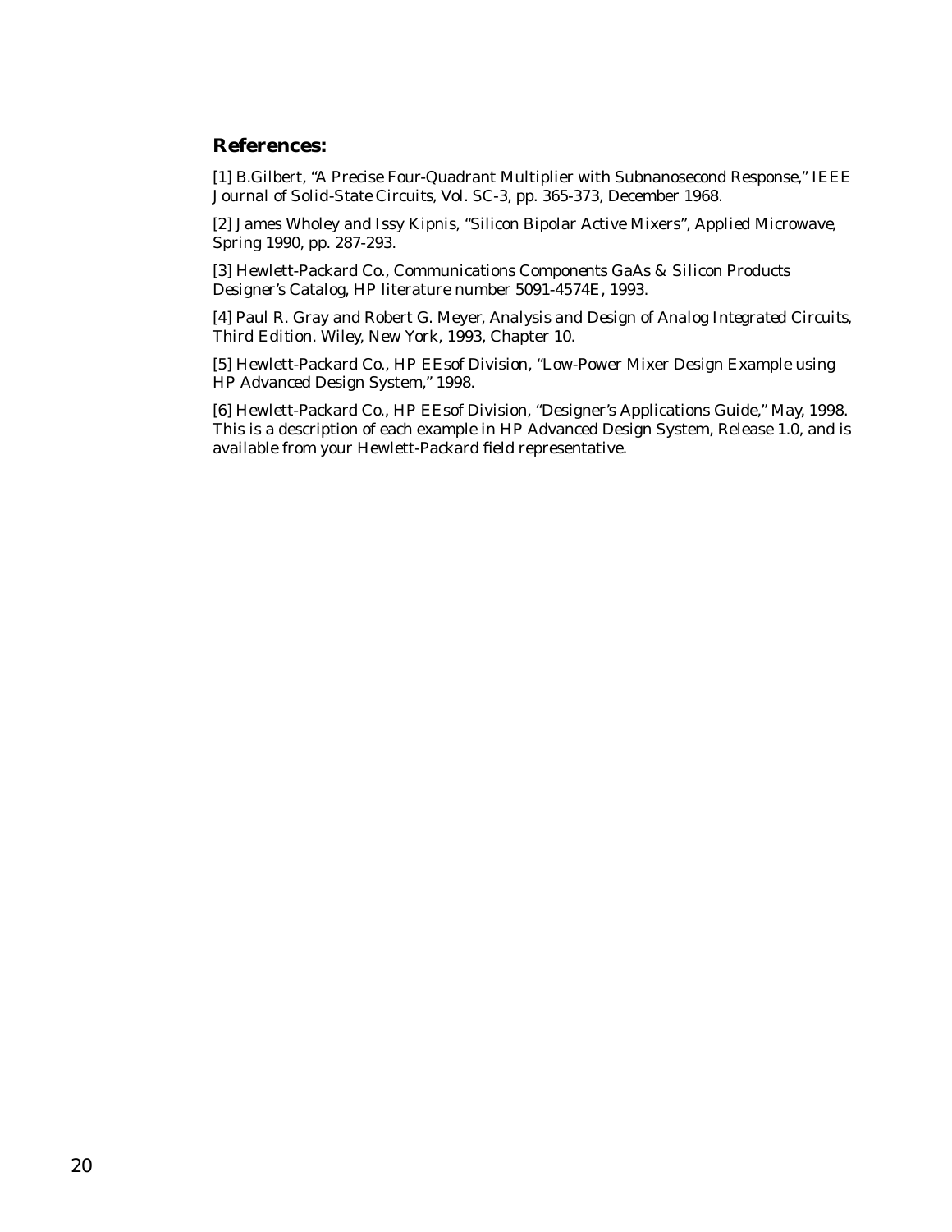## References:

[1] B.Gilbert, "A Precise Four-Quadrant Multiplier with Subnanosecond Response," *IEEE Journal of Solid-State Circuits*, Vol. SC-3, pp. 365-373, December 1968.

[2] James Wholey and Issy Kipnis, "Silicon Bipolar Active Mixers", *Applied Microwave*, Spring 1990, pp. 287-293.

[3] Hewlett-Packard Co., *Communications Components GaAs & Silicon Products Designer's Catalog*, HP literature number 5091-4574E, 1993.

[4] Paul R. Gray and Robert G. Meyer, *Analysis and Design of Analog Integrated Circuits*, Third Edition. Wiley, New York, 1993, Chapter 10.

[5] Hewlett-Packard Co., HP EEsof Division, "Low-Power Mixer Design Example using HP Advanced Design System," 1998.

[6] Hewlett-Packard Co., HP EEsof Division, "Designer's Applications Guide," May, 1998. This is a description of each example in HP Advanced Design System, Release 1.0, and is available from your Hewlett-Packard field representative.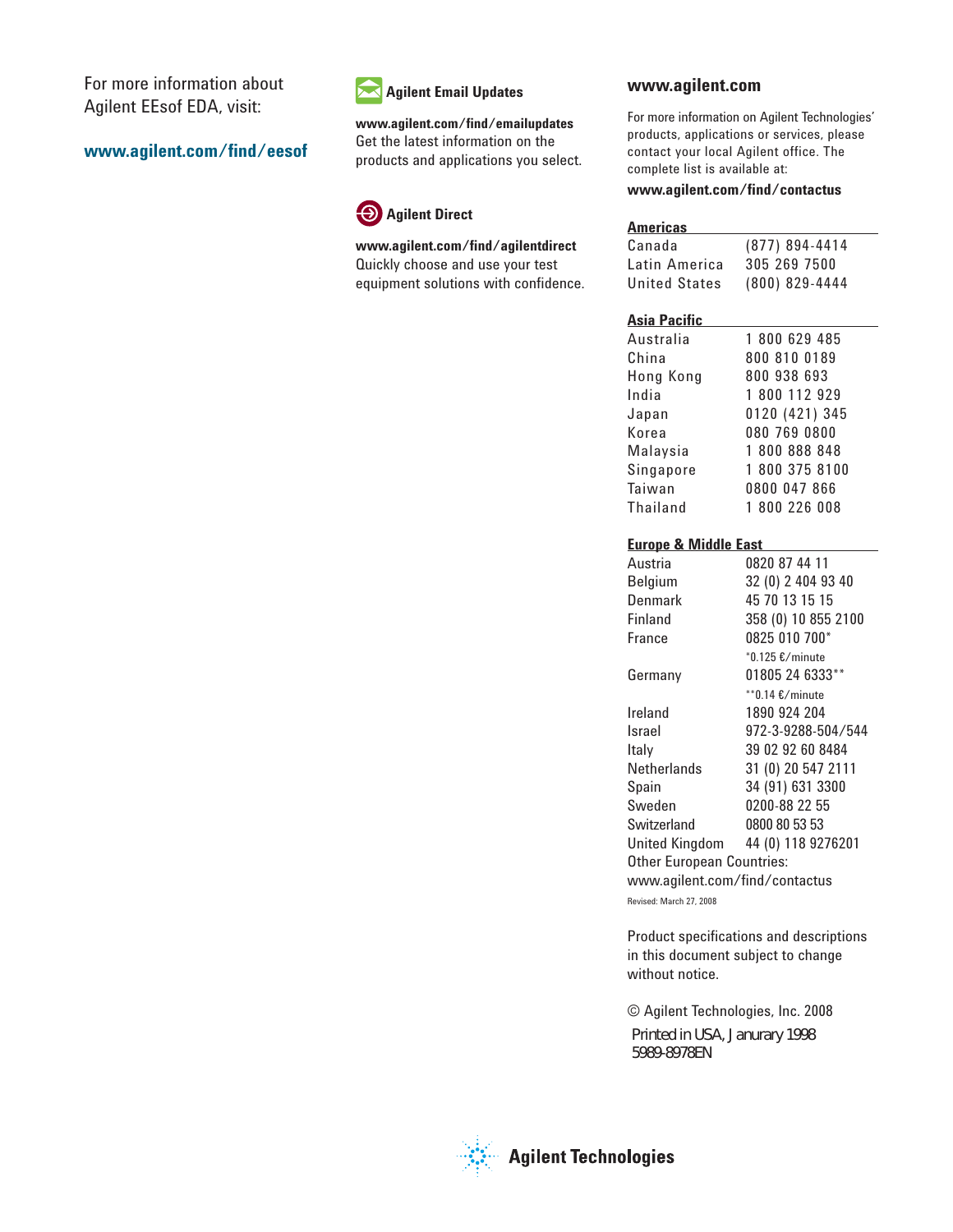For more information about Agilent EEsof EDA, visit:

**www.agilent.com/find/eesof**

**Agilent Email Updates**

**www.agilent.com/find/emailupdates**
Get the latest information on the products and applications you select.

**Agilent Direct**

**www.agilent.com/find/agilentdirect**
Quickly choose and use your test equipment solutions with confidence.

## www.agilent.com

For more information on Agilent Technologies' products, applications or services, please contact your local Agilent office. The complete list is available at:

**www.agilent.com/find/contactus**

**Americas**

| | |
|---|---|
| Canada | (877) 894-4414 |
| Latin America | 305 269 7500 |
| United States | (800) 829-4444 |

**Asia Pacific**

| | |
|---|---|
| Australia | 1 800 629 485 |
| China | 800 810 0189 |
| Hong Kong | 800 938 693 |
| India | 1 800 112 929 |
| Japan | 0120 (421) 345 |
| Korea | 080 769 0800 |
| Malaysia | 1 800 888 848 |
| Singapore | 1 800 375 8100 |
| Taiwan | 0800 047 866 |
| Thailand | 1 800 226 008 |

**Europe & Middle East**

| | |
|---|---|
| Austria | 0820 87 44 11 |
| Belgium | 32 (0) 2 404 93 40 |
| Denmark | 45 70 13 15 15 |
| Finland | 358 (0) 10 855 2100 |
| France | 0825 010 700* |
| | *0.125 €/minute |
| Germany | 01805 24 6333** |
| | **0.14 €/minute |
| Ireland | 1890 924 204 |
| Israel | 972-3-9288-504/544 |
| Italy | 39 02 92 60 8484 |
| Netherlands | 31 (0) 20 547 2111 |
| Spain | 34 (91) 631 3300 |
| Sweden | 0200-88 22 55 |
| Switzerland | 0800 80 53 53 |
| United Kingdom | 44 (0) 118 9276201 |

Other European Countries:
www.agilent.com/find/contactus

Revised: March 27, 2008

Product specifications and descriptions in this document subject to change without notice.

© Agilent Technologies, Inc. 2008
Printed in USA, Janurary 1998
5989-8978EN

Agilent Technologies